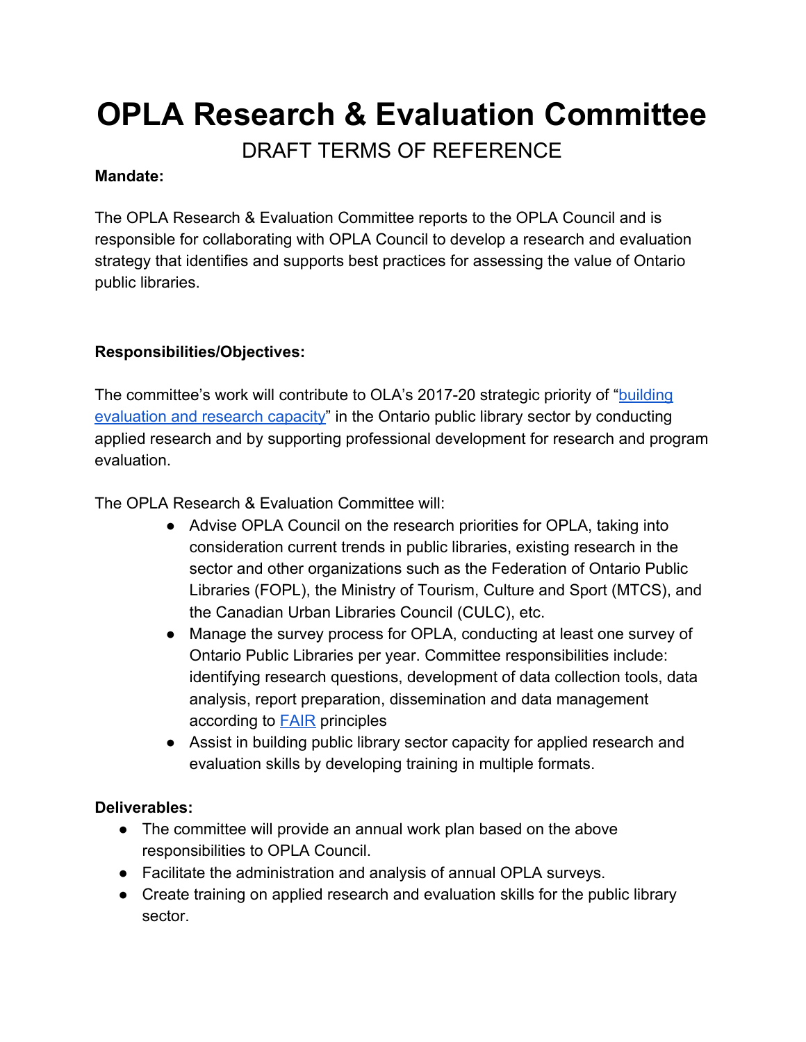# OPLA Research & Evaluation Committee

DRAFT TERMS OF REFERENCE

**Mandate:**

The OPLA Research & Evaluation Committee reports to the OPLA Council and is responsible for collaborating with OPLA Council to develop a research and evaluation strategy that identifies and supports best practices for assessing the value of Ontario public libraries.

**Responsibilities/Objectives:**

The committee's work will contribute to OLA's 2017-20 strategic priority of "building evaluation and research capacity" in the Ontario public library sector by conducting applied research and by supporting professional development for research and program evaluation.

The OPLA Research & Evaluation Committee will:

- Advise OPLA Council on the research priorities for OPLA, taking into consideration current trends in public libraries, existing research in the sector and other organizations such as the Federation of Ontario Public Libraries (FOPL), the Ministry of Tourism, Culture and Sport (MTCS), and the Canadian Urban Libraries Council (CULC), etc.
- Manage the survey process for OPLA, conducting at least one survey of Ontario Public Libraries per year. Committee responsibilities include: identifying research questions, development of data collection tools, data analysis, report preparation, dissemination and data management according to FAIR principles
- Assist in building public library sector capacity for applied research and evaluation skills by developing training in multiple formats.

**Deliverables:**

- The committee will provide an annual work plan based on the above responsibilities to OPLA Council.
- Facilitate the administration and analysis of annual OPLA surveys.
- Create training on applied research and evaluation skills for the public library sector.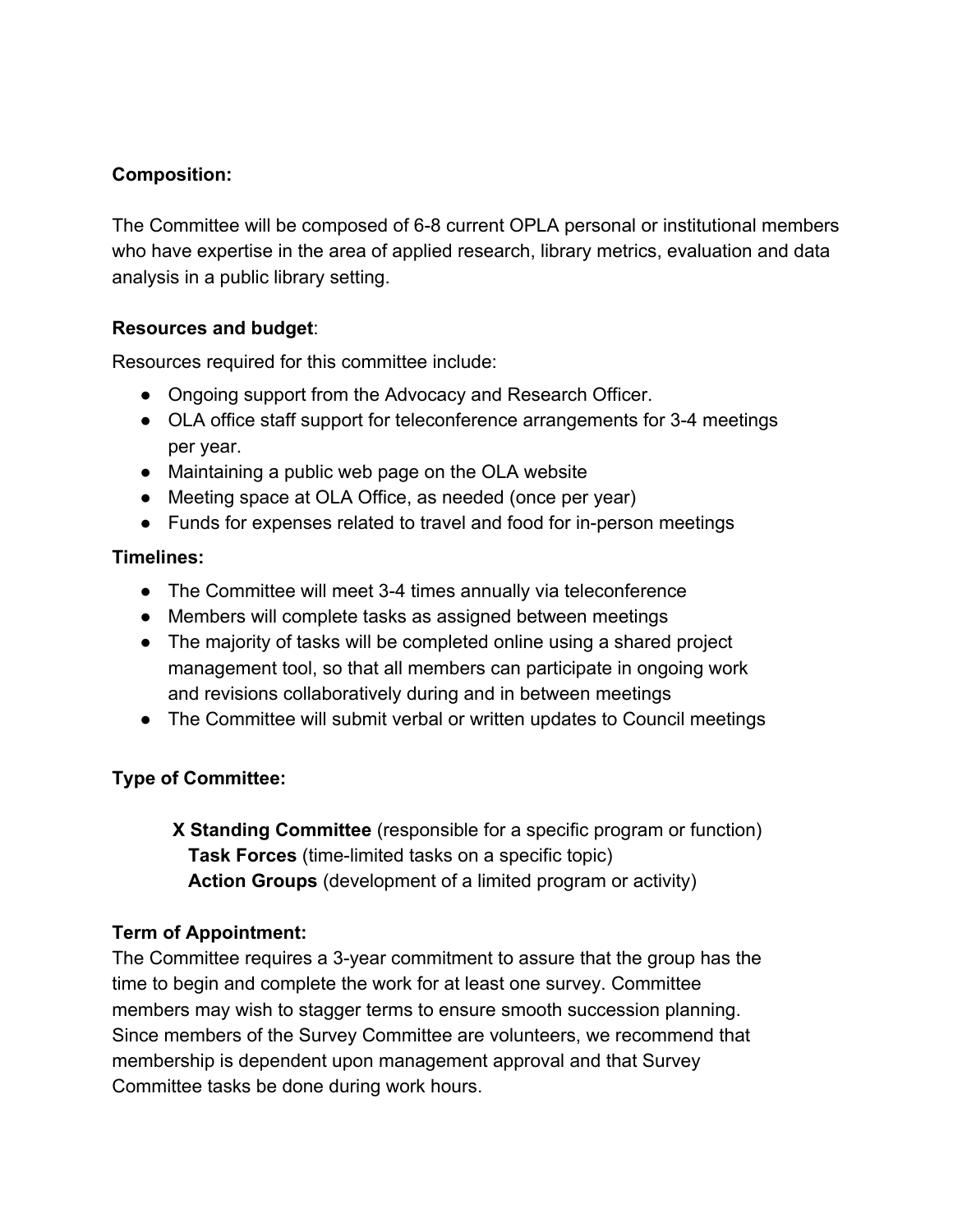**Composition:**

The Committee will be composed of 6-8 current OPLA personal or institutional members who have expertise in the area of applied research, library metrics, evaluation and data analysis in a public library setting.

**Resources and budget**:

Resources required for this committee include:

- Ongoing support from the Advocacy and Research Officer.
- OLA office staff support for teleconference arrangements for 3-4 meetings per year.
- Maintaining a public web page on the OLA website
- Meeting space at OLA Office, as needed (once per year)
- Funds for expenses related to travel and food for in-person meetings

**Timelines:**

- The Committee will meet 3-4 times annually via teleconference
- Members will complete tasks as assigned between meetings
- The majority of tasks will be completed online using a shared project management tool, so that all members can participate in ongoing work and revisions collaboratively during and in between meetings
- The Committee will submit verbal or written updates to Council meetings

**Type of Committee:**

X **Standing Committee** (responsible for a specific program or function)
**Task Forces** (time-limited tasks on a specific topic)
**Action Groups** (development of a limited program or activity)

**Term of Appointment:**

The Committee requires a 3-year commitment to assure that the group has the time to begin and complete the work for at least one survey. Committee members may wish to stagger terms to ensure smooth succession planning. Since members of the Survey Committee are volunteers, we recommend that membership is dependent upon management approval and that Survey Committee tasks be done during work hours.